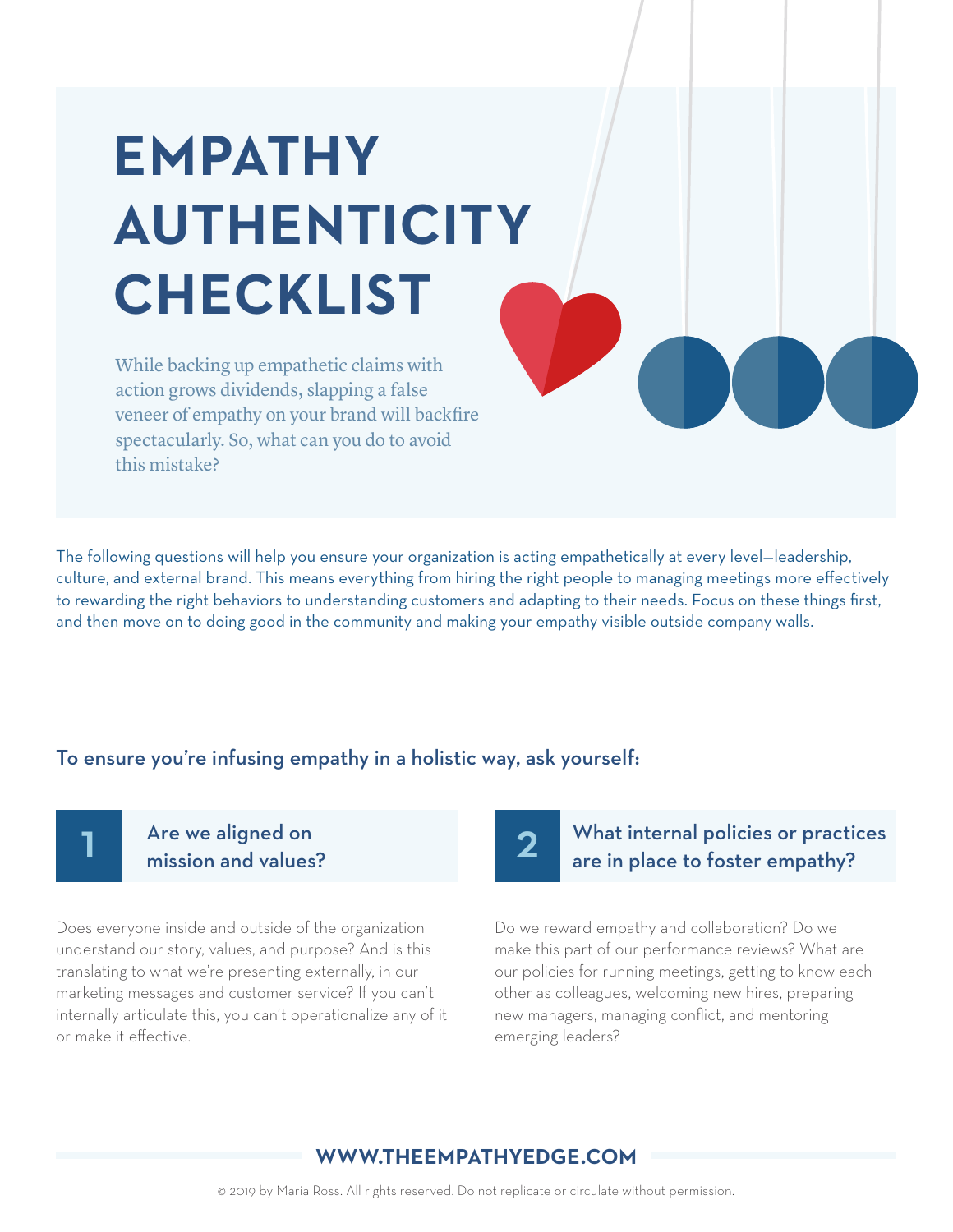# EMPATHY AUTHENTICITY CHECKLIST

While backing up empathetic claims with action grows dividends, slapping a false veneer of empathy on your brand will backfire spectacularly. So, what can you do to avoid this mistake?

The following questions will help you ensure your organization is acting empathetically at every level—leadership, culture, and external brand. This means everything from hiring the right people to managing meetings more effectively to rewarding the right behaviors to understanding customers and adapting to their needs. Focus on these things first, and then move on to doing good in the community and making your empathy visible outside company walls.

---

## To ensure you're infusing empathy in a holistic way, ask yourself:

### 1 Are we aligned on mission and values?

Does everyone inside and outside of the organization understand our story, values, and purpose? And is this translating to what we're presenting externally, in our marketing messages and customer service? If you can't internally articulate this, you can't operationalize any of it or make it effective.

### 2 What internal policies or practices are in place to foster empathy?

Do we reward empathy and collaboration? Do we make this part of our performance reviews? What are our policies for running meetings, getting to know each other as colleagues, welcoming new hires, preparing new managers, managing conflict, and mentoring emerging leaders?

**WWW.THEEMPATHYEDGE.COM**

© 2019 by Maria Ross. All rights reserved. Do not replicate or circulate without permission.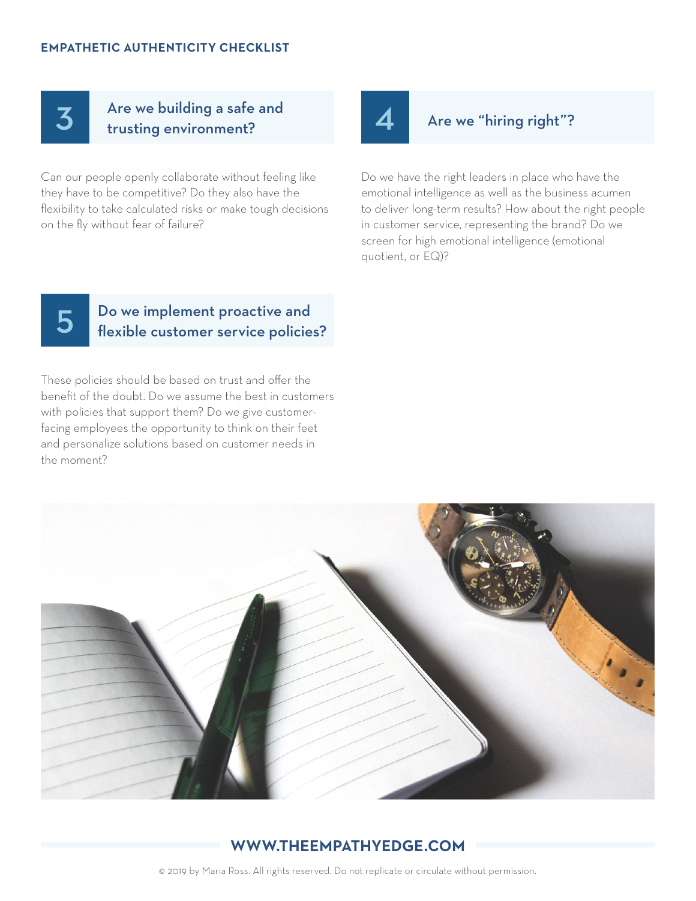**EMPATHETIC AUTHENTICITY CHECKLIST**

## 3 Are we building a safe and trusting environment?

Can our people openly collaborate without feeling like they have to be competitive? Do they also have the flexibility to take calculated risks or make tough decisions on the fly without fear of failure?

## 4 Are we "hiring right"?

Do we have the right leaders in place who have the emotional intelligence as well as the business acumen to deliver long-term results? How about the right people in customer service, representing the brand? Do we screen for high emotional intelligence (emotional quotient, or EQ)?

## 5 Do we implement proactive and flexible customer service policies?

These policies should be based on trust and offer the benefit of the doubt. Do we assume the best in customers with policies that support them? Do we give customer-facing employees the opportunity to think on their feet and personalize solutions based on customer needs in the moment?

**WWW.THEEMPATHYEDGE.COM**

© 2019 by Maria Ross. All rights reserved. Do not replicate or circulate without permission.